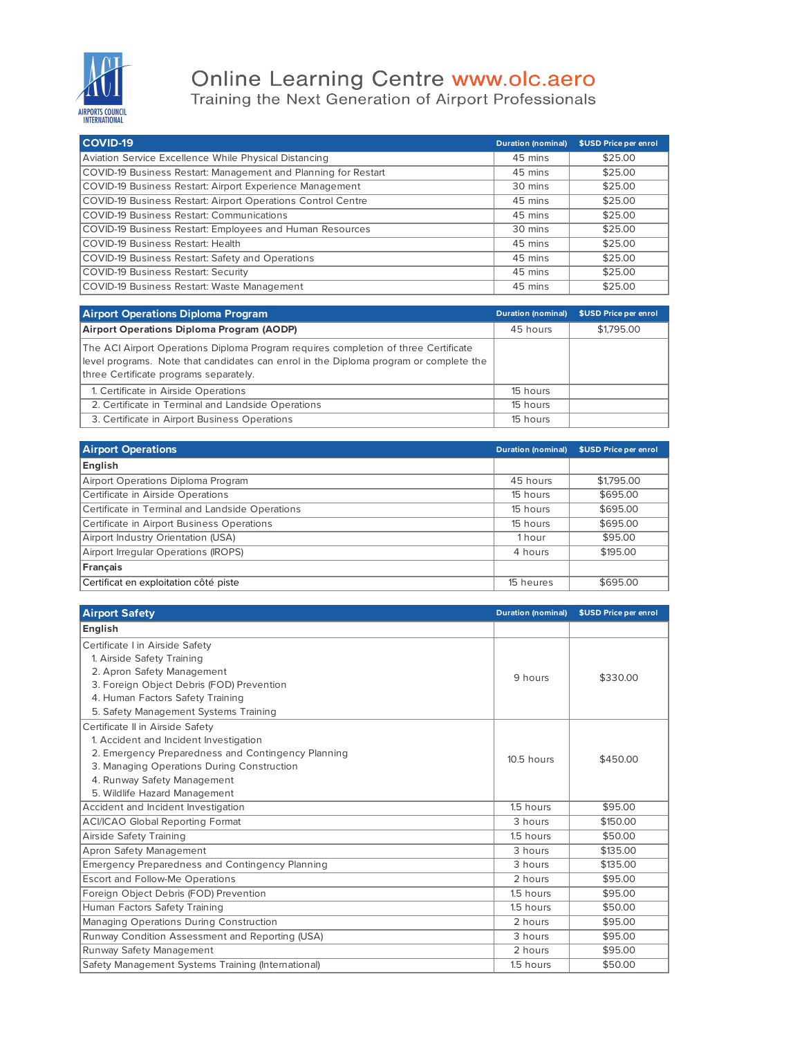# Online Learning Centre www.olc.aero

Training the Next Generation of Airport Professionals

| COVID-19 | Duration (nominal) | $USD Price per enrol |
|---|---|---|
| Aviation Service Excellence While Physical Distancing | 45 mins | $25.00 |
| COVID-19 Business Restart: Management and Planning for Restart | 45 mins | $25.00 |
| COVID-19 Business Restart: Airport Experience Management | 30 mins | $25.00 |
| COVID-19 Business Restart: Airport Operations Control Centre | 45 mins | $25.00 |
| COVID-19 Business Restart: Communications | 45 mins | $25.00 |
| COVID-19 Business Restart: Employees and Human Resources | 30 mins | $25.00 |
| COVID-19 Business Restart: Health | 45 mins | $25.00 |
| COVID-19 Business Restart: Safety and Operations | 45 mins | $25.00 |
| COVID-19 Business Restart: Security | 45 mins | $25.00 |
| COVID-19 Business Restart: Waste Management | 45 mins | $25.00 |

| Airport Operations Diploma Program | Duration (nominal) | $USD Price per enrol |
|---|---|---|
| **Airport Operations Diploma Program (AODP)** | 45 hours | $1,795.00 |
| The ACI Airport Operations Diploma Program requires completion of three Certificate level programs. Note that candidates can enrol in the Diploma program or complete the three Certificate programs separately. | | |
| 1. Certificate in Airside Operations | 15 hours | |
| 2. Certificate in Terminal and Landside Operations | 15 hours | |
| 3. Certificate in Airport Business Operations | 15 hours | |

| Airport Operations | Duration (nominal) | $USD Price per enrol |
|---|---|---|
| **English** | | |
| Airport Operations Diploma Program | 45 hours | $1,795.00 |
| Certificate in Airside Operations | 15 hours | $695.00 |
| Certificate in Terminal and Landside Operations | 15 hours | $695.00 |
| Certificate in Airport Business Operations | 15 hours | $695.00 |
| Airport Industry Orientation (USA) | 1 hour | $95.00 |
| Airport Irregular Operations (IROPS) | 4 hours | $195.00 |
| **Français** | | |
| Certificat en exploitation côté piste | 15 heures | $695.00 |

| Airport Safety | Duration (nominal) | $USD Price per enrol |
|---|---|---|
| **English** | | |
| Certificate I in Airside Safety<br>1. Airside Safety Training<br>2. Apron Safety Management<br>3. Foreign Object Debris (FOD) Prevention<br>4. Human Factors Safety Training<br>5. Safety Management Systems Training | 9 hours | $330.00 |
| Certificate II in Airside Safety<br>1. Accident and Incident Investigation<br>2. Emergency Preparedness and Contingency Planning<br>3. Managing Operations During Construction<br>4. Runway Safety Management<br>5. Wildlife Hazard Management | 10.5 hours | $450.00 |
| Accident and Incident Investigation | 1.5 hours | $95.00 |
| ACI/ICAO Global Reporting Format | 3 hours | $150.00 |
| Airside Safety Training | 1.5 hours | $50.00 |
| Apron Safety Management | 3 hours | $135.00 |
| Emergency Preparedness and Contingency Planning | 3 hours | $135.00 |
| Escort and Follow-Me Operations | 2 hours | $95.00 |
| Foreign Object Debris (FOD) Prevention | 1.5 hours | $95.00 |
| Human Factors Safety Training | 1.5 hours | $50.00 |
| Managing Operations During Construction | 2 hours | $95.00 |
| Runway Condition Assessment and Reporting (USA) | 3 hours | $95.00 |
| Runway Safety Management | 2 hours | $95.00 |
| Safety Management Systems Training (International) | 1.5 hours | $50.00 |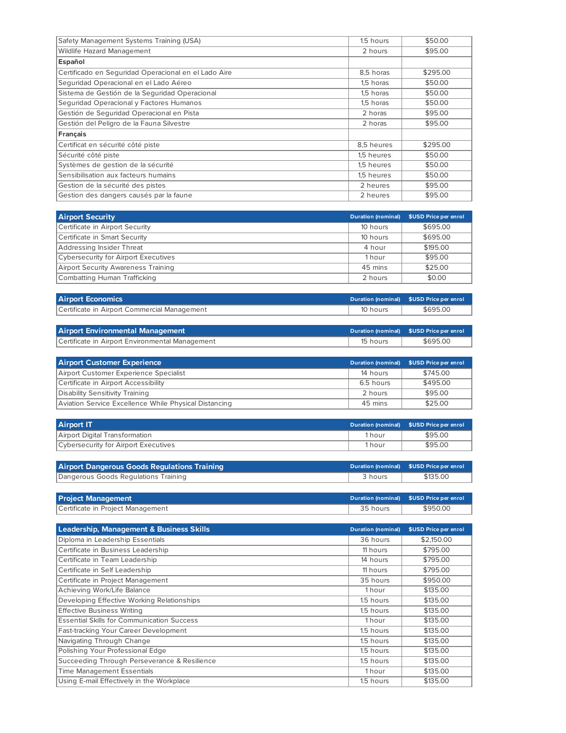| | | |
|---|---|---|
| Safety Management Systems Training (USA) | 1.5 hours | $50.00 |
| Wildlife Hazard Management | 2 hours | $95.00 |
| **Español** | | |
| Certificado en Seguridad Operacional en el Lado Aire | 8,5 horas | $295.00 |
| Seguridad Operacional en el Lado Aéreo | 1,5 horas | $50.00 |
| Sistema de Gestión de la Seguridad Operacional | 1,5 horas | $50.00 |
| Seguridad Operacional y Factores Humanos | 1,5 horas | $50.00 |
| Gestión de Seguridad Operacional en Pista | 2 horas | $95.00 |
| Gestión del Peligro de la Fauna Silvestre | 2 horas | $95.00 |
| **Français** | | |
| Certificat en sécurité côté piste | 8,5 heures | $295.00 |
| Sécurité côté piste | 1,5 heures | $50.00 |
| Systèmes de gestion de la sécurité | 1,5 heures | $50.00 |
| Sensibilisation aux facteurs humains | 1,5 heures | $50.00 |
| Gestion de la sécurité des pistes | 2 heures | $95.00 |
| Gestion des dangers causés par la faune | 2 heures | $95.00 |

| **Airport Security** | Duration (nominal) | $USD Price per enrol |
|---|---|---|
| Certificate in Airport Security | 10 hours | $695.00 |
| Certificate in Smart Security | 10 hours | $695.00 |
| Addressing Insider Threat | 4 hour | $195.00 |
| Cybersecurity for Airport Executives | 1 hour | $95.00 |
| Airport Security Awareness Training | 45 mins | $25.00 |
| Combatting Human Trafficking | 2 hours | $0.00 |

| **Airport Economics** | Duration (nominal) | $USD Price per enrol |
|---|---|---|
| Certificate in Airport Commercial Management | 10 hours | $695.00 |

| **Airport Environmental Management** | Duration (nominal) | $USD Price per enrol |
|---|---|---|
| Certificate in Airport Environmental Management | 15 hours | $695.00 |

| **Airport Customer Experience** | Duration (nominal) | $USD Price per enrol |
|---|---|---|
| Airport Customer Experience Specialist | 14 hours | $745.00 |
| Certificate in Airport Accessibility | 6.5 hours | $495.00 |
| Disability Sensitivity Training | 2 hours | $95.00 |
| Aviation Service Excellence While Physical Distancing | 45 mins | $25.00 |

| **Airport IT** | Duration (nominal) | $USD Price per enrol |
|---|---|---|
| Airport Digital Transformation | 1 hour | $95.00 |
| Cybersecurity for Airport Executives | 1 hour | $95.00 |

| **Airport Dangerous Goods Regulations Training** | Duration (nominal) | $USD Price per enrol |
|---|---|---|
| Dangerous Goods Regulations Training | 3 hours | $135.00 |

| **Project Management** | Duration (nominal) | $USD Price per enrol |
|---|---|---|
| Certificate in Project Management | 35 hours | $950.00 |

| **Leadership, Management & Business Skills** | Duration (nominal) | $USD Price per enrol |
|---|---|---|
| Diploma in Leadership Essentials | 36 hours | $2,150.00 |
| Certificate in Business Leadership | 11 hours | $795.00 |
| Certificate in Team Leadership | 14 hours | $795.00 |
| Certificate in Self Leadership | 11 hours | $795.00 |
| Certificate in Project Management | 35 hours | $950.00 |
| Achieving Work/Life Balance | 1 hour | $135.00 |
| Developing Effective Working Relationships | 1.5 hours | $135.00 |
| Effective Business Writing | 1.5 hours | $135.00 |
| Essential Skills for Communication Success | 1 hour | $135.00 |
| Fast-tracking Your Career Development | 1.5 hours | $135.00 |
| Navigating Through Change | 1.5 hours | $135.00 |
| Polishing Your Professional Edge | 1.5 hours | $135.00 |
| Succeeding Through Perseverance & Resilience | 1.5 hours | $135.00 |
| Time Management Essentials | 1 hour | $135.00 |
| Using E-mail Effectively in the Workplace | 1.5 hours | $135.00 |